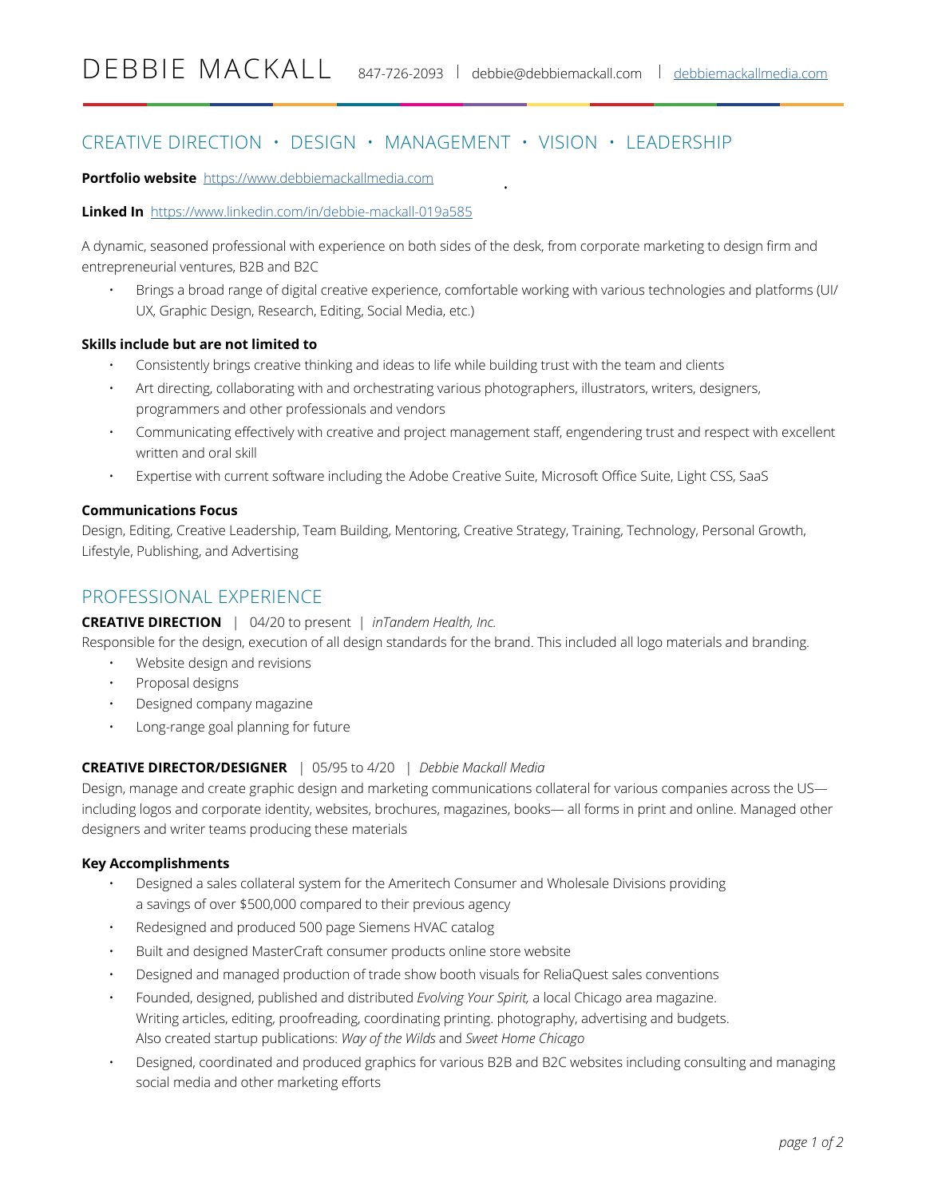# DEBBIE MACKALL

847-726-2093 | debbie@debbiemackall.com | [debbiemackallmedia.com](https://www.debbiemackallmedia.com)

## CREATIVE DIRECTION • DESIGN • MANAGEMENT • VISION • LEADERSHIP

**Portfolio website** [https://www.debbiemackallmedia.com](https://www.debbiemackallmedia.com)

**Linked In** [https://www.linkedin.com/in/debbie-mackall-019a585](https://www.linkedin.com/in/debbie-mackall-019a585)

A dynamic, seasoned professional with experience on both sides of the desk, from corporate marketing to design firm and entrepreneurial ventures, B2B and B2C

- Brings a broad range of digital creative experience, comfortable working with various technologies and platforms (UI/UX, Graphic Design, Research, Editing, Social Media, etc.)

**Skills include but are not limited to**

- Consistently brings creative thinking and ideas to life while building trust with the team and clients
- Art directing, collaborating with and orchestrating various photographers, illustrators, writers, designers, programmers and other professionals and vendors
- Communicating effectively with creative and project management staff, engendering trust and respect with excellent written and oral skill
- Expertise with current software including the Adobe Creative Suite, Microsoft Office Suite, Light CSS, SaaS

**Communications Focus**

Design, Editing, Creative Leadership, Team Building, Mentoring, Creative Strategy, Training, Technology, Personal Growth, Lifestyle, Publishing, and Advertising

## PROFESSIONAL EXPERIENCE

**CREATIVE DIRECTION** | 04/20 to present | *inTandem Health, Inc.*

Responsible for the design, execution of all design standards for the brand. This included all logo materials and branding.

- Website design and revisions
- Proposal designs
- Designed company magazine
- Long-range goal planning for future

**CREATIVE DIRECTOR/DESIGNER** | 05/95 to 4/20 | *Debbie Mackall Media*

Design, manage and create graphic design and marketing communications collateral for various companies across the US—including logos and corporate identity, websites, brochures, magazines, books— all forms in print and online. Managed other designers and writer teams producing these materials

**Key Accomplishments**

- Designed a sales collateral system for the Ameritech Consumer and Wholesale Divisions providing a savings of over $500,000 compared to their previous agency
- Redesigned and produced 500 page Siemens HVAC catalog
- Built and designed MasterCraft consumer products online store website
- Designed and managed production of trade show booth visuals for ReliaQuest sales conventions
- Founded, designed, published and distributed *Evolving Your Spirit,* a local Chicago area magazine. Writing articles, editing, proofreading, coordinating printing. photography, advertising and budgets. Also created startup publications: *Way of the Wilds* and *Sweet Home Chicago*
- Designed, coordinated and produced graphics for various B2B and B2C websites including consulting and managing social media and other marketing efforts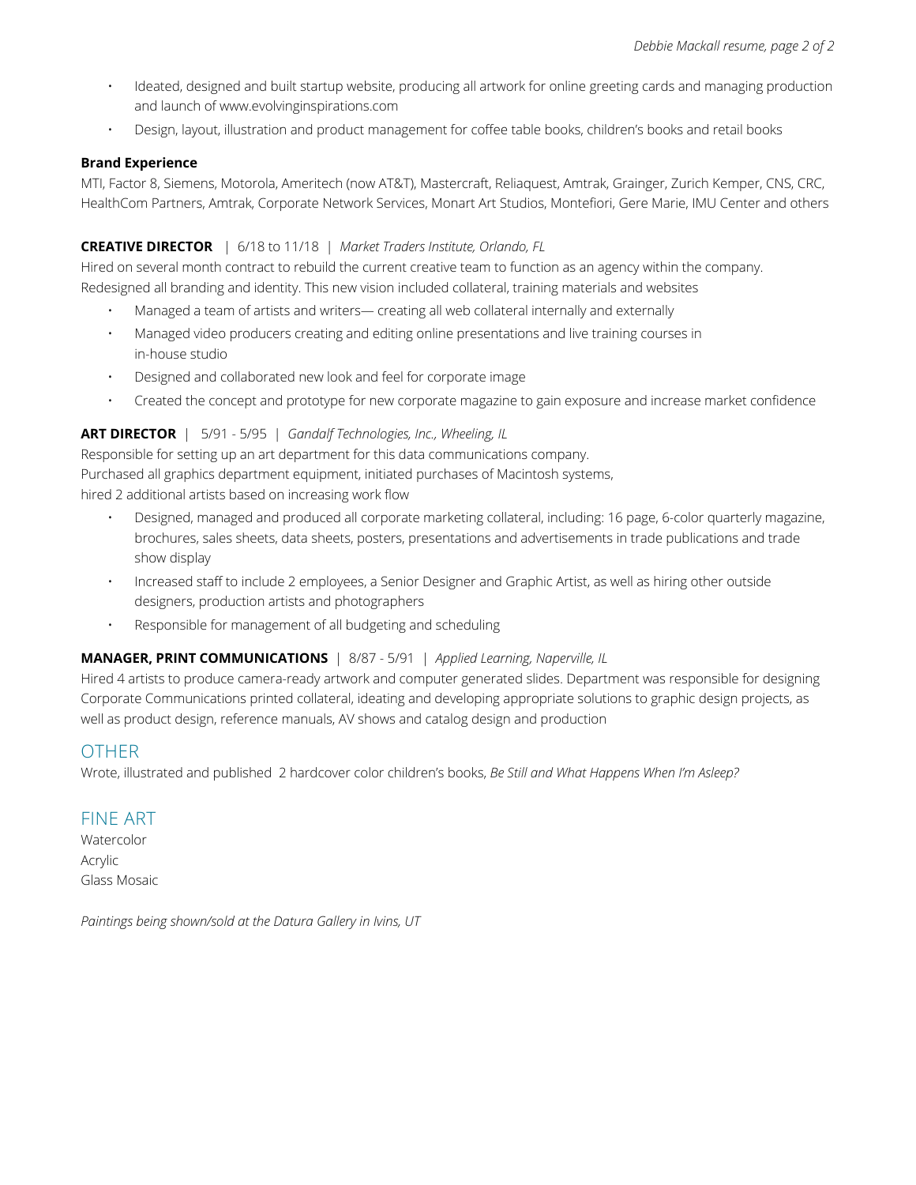- Ideated, designed and built startup website, producing all artwork for online greeting cards and managing production and launch of www.evolvinginspirations.com
- Design, layout, illustration and product management for coffee table books, children's books and retail books

**Brand Experience**

MTI, Factor 8, Siemens, Motorola, Ameritech (now AT&T), Mastercraft, Reliaquest, Amtrak, Grainger, Zurich Kemper, CNS, CRC, HealthCom Partners, Amtrak, Corporate Network Services, Monart Art Studios, Montefiori, Gere Marie, IMU Center and others

**CREATIVE DIRECTOR** | 6/18 to 11/18 | *Market Traders Institute, Orlando, FL*

Hired on several month contract to rebuild the current creative team to function as an agency within the company. Redesigned all branding and identity. This new vision included collateral, training materials and websites

- Managed a team of artists and writers— creating all web collateral internally and externally
- Managed video producers creating and editing online presentations and live training courses in in-house studio
- Designed and collaborated new look and feel for corporate image
- Created the concept and prototype for new corporate magazine to gain exposure and increase market confidence

**ART DIRECTOR** | 5/91 - 5/95 | *Gandalf Technologies, Inc., Wheeling, IL*

Responsible for setting up an art department for this data communications company.
Purchased all graphics department equipment, initiated purchases of Macintosh systems,
hired 2 additional artists based on increasing work flow

- Designed, managed and produced all corporate marketing collateral, including: 16 page, 6-color quarterly magazine, brochures, sales sheets, data sheets, posters, presentations and advertisements in trade publications and trade show display
- Increased staff to include 2 employees, a Senior Designer and Graphic Artist, as well as hiring other outside designers, production artists and photographers
- Responsible for management of all budgeting and scheduling

**MANAGER, PRINT COMMUNICATIONS** | 8/87 - 5/91 | *Applied Learning, Naperville, IL*

Hired 4 artists to produce camera-ready artwork and computer generated slides. Department was responsible for designing Corporate Communications printed collateral, ideating and developing appropriate solutions to graphic design projects, as well as product design, reference manuals, AV shows and catalog design and production

## OTHER

Wrote, illustrated and published 2 hardcover color children's books, *Be Still and What Happens When I'm Asleep?*

## FINE ART

Watercolor
Acrylic
Glass Mosaic

*Paintings being shown/sold at the Datura Gallery in Ivins, UT*